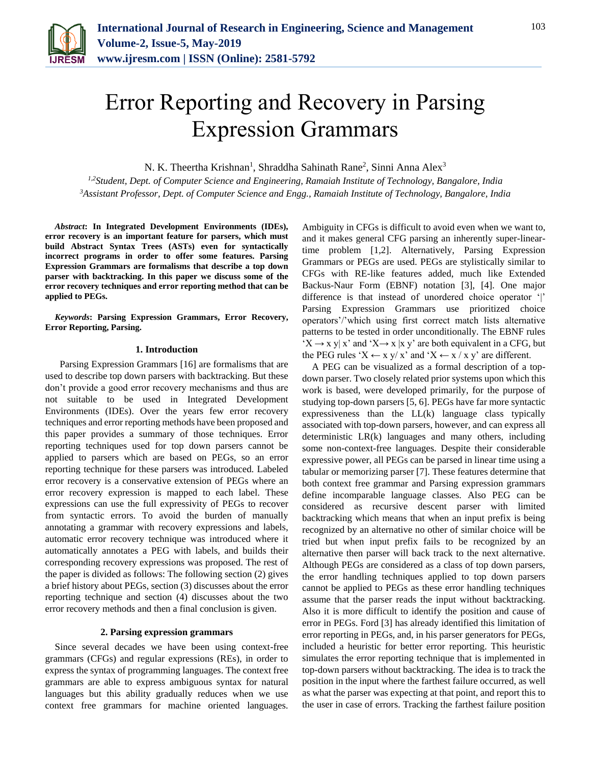# Error Reporting and Recovery in Parsing Expression Grammars

N. K. Theertha Krishnan[1], Shraddha Sahinath Rane[2], Sinni Anna Alex[3]

*[1,2]Student, Dept. of Computer Science and Engineering, Ramaiah Institute of Technology, Bangalore, India*
*[3]Assistant Professor, Dept. of Computer Science and Engg., Ramaiah Institute of Technology, Bangalore, India*

***Abstract*: In Integrated Development Environments (IDEs), error recovery is an important feature for parsers, which must build Abstract Syntax Trees (ASTs) even for syntactically incorrect programs in order to offer some features. Parsing Expression Grammars are formalisms that describe a top down parser with backtracking. In this paper we discuss some of the error recovery techniques and error reporting method that can be applied to PEGs.**

***Keywords*: Parsing Expression Grammars, Error Recovery, Error Reporting, Parsing.**

## 1. Introduction

Parsing Expression Grammars [16] are formalisms that are used to describe top down parsers with backtracking. But these don't provide a good error recovery mechanisms and thus are not suitable to be used in Integrated Development Environments (IDEs). Over the years few error recovery techniques and error reporting methods have been proposed and this paper provides a summary of those techniques. Error reporting techniques used for top down parsers cannot be applied to parsers which are based on PEGs, so an error reporting technique for these parsers was introduced. Labeled error recovery is a conservative extension of PEGs where an error recovery expression is mapped to each label. These expressions can use the full expressivity of PEGs to recover from syntactic errors. To avoid the burden of manually annotating a grammar with recovery expressions and labels, automatic error recovery technique was introduced where it automatically annotates a PEG with labels, and builds their corresponding recovery expressions was proposed. The rest of the paper is divided as follows: The following section (2) gives a brief history about PEGs, section (3) discusses about the error reporting technique and section (4) discusses about the two error recovery methods and then a final conclusion is given.

## 2. Parsing expression grammars

Since several decades we have been using context-free grammars (CFGs) and regular expressions (REs), in order to express the syntax of programming languages. The context free grammars are able to express ambiguous syntax for natural languages but this ability gradually reduces when we use context free grammars for machine oriented languages. Ambiguity in CFGs is difficult to avoid even when we want to, and it makes general CFG parsing an inherently super-linear-time problem [1,2]. Alternatively, Parsing Expression Grammars or PEGs are used. PEGs are stylistically similar to CFGs with RE-like features added, much like Extended Backus-Naur Form (EBNF) notation [3], [4]. One major difference is that instead of unordered choice operator '|' Parsing Expression Grammars use prioritized choice operators'/'which using first correct match lists alternative patterns to be tested in order unconditionally. The EBNF rules '$X \rightarrow x\ y|\ x$' and '$X\rightarrow x\ |x\ y$' are both equivalent in a CFG, but the PEG rules '$X \leftarrow x\ y/\ x$' and '$X \leftarrow x\ /\ x\ y$' are different.

A PEG can be visualized as a formal description of a top-down parser. Two closely related prior systems upon which this work is based, were developed primarily, for the purpose of studying top-down parsers [5, 6]. PEGs have far more syntactic expressiveness than the LL(k) language class typically associated with top-down parsers, however, and can express all deterministic LR(k) languages and many others, including some non-context-free languages. Despite their considerable expressive power, all PEGs can be parsed in linear time using a tabular or memorizing parser [7]. These features determine that both context free grammar and Parsing expression grammars define incomparable language classes. Also PEG can be considered as recursive descent parser with limited backtracking which means that when an input prefix is being recognized by an alternative no other of similar choice will be tried but when input prefix fails to be recognized by an alternative then parser will back track to the next alternative. Although PEGs are considered as a class of top down parsers, the error handling techniques applied to top down parsers cannot be applied to PEGs as these error handling techniques assume that the parser reads the input without backtracking. Also it is more difficult to identify the position and cause of error in PEGs. Ford [3] has already identified this limitation of error reporting in PEGs, and, in his parser generators for PEGs, included a heuristic for better error reporting. This heuristic simulates the error reporting technique that is implemented in top-down parsers without backtracking. The idea is to track the position in the input where the farthest failure occurred, as well as what the parser was expecting at that point, and report this to the user in case of errors. Tracking the farthest failure position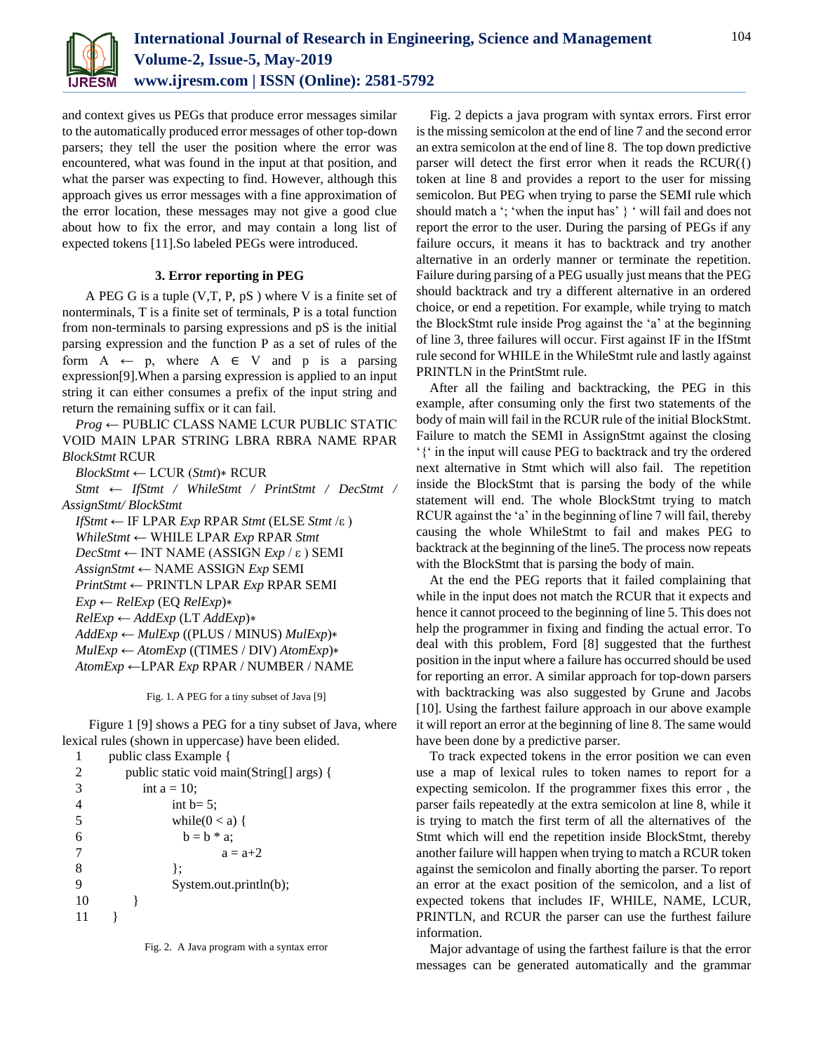and context gives us PEGs that produce error messages similar to the automatically produced error messages of other top-down parsers; they tell the user the position where the error was encountered, what was found in the input at that position, and what the parser was expecting to find. However, although this approach gives us error messages with a fine approximation of the error location, these messages may not give a good clue about how to fix the error, and may contain a long list of expected tokens [11].So labeled PEGs were introduced.

### 3. Error reporting in PEG

A PEG G is a tuple (V,T, P, pS ) where V is a finite set of nonterminals, T is a finite set of terminals, P is a total function from non-terminals to parsing expressions and pS is the initial parsing expression and the function P as a set of rules of the form $A \leftarrow p$, where $A \in V$ and p is a parsing expression[9].When a parsing expression is applied to an input string it can either consumes a prefix of the input string and return the remaining suffix or it can fail.

*Prog* ← PUBLIC CLASS NAME LCUR PUBLIC STATIC VOID MAIN LPAR STRING LBRA RBRA NAME RPAR *BlockStmt* RCUR

*BlockStmt* ← LCUR (*Stmt*)∗ RCUR

*Stmt* ← *IfStmt* / *WhileStmt* / *PrintStmt* / *DecStmt* / *AssignStmt*/ *BlockStmt*

*IfStmt* ← IF LPAR *Exp* RPAR *Stmt* (ELSE *Stmt* /ε )

*WhileStmt* ← WHILE LPAR *Exp* RPAR *Stmt*

*DecStmt* ← INT NAME (ASSIGN *Exp* / ε ) SEMI

*AssignStmt* ← NAME ASSIGN *Exp* SEMI

*PrintStmt* ← PRINTLN LPAR *Exp* RPAR SEMI

*Exp* ← *RelExp* (EQ *RelExp*)∗

*RelExp* ← *AddExp* (LT *AddExp*)∗

*AddExp* ← *MulExp* ((PLUS / MINUS) *MulExp*)∗

*MulExp* ← *AtomExp* ((TIMES / DIV) *AtomExp*)∗

*AtomExp* ←LPAR *Exp* RPAR / NUMBER / NAME

Fig. 1. A PEG for a tiny subset of Java [9]

Figure 1 [9] shows a PEG for a tiny subset of Java, where lexical rules (shown in uppercase) have been elided.

```
1    public class Example {
2        public static void main(String[] args) {
3            int a = 10;
4                int b= 5;
5                while(0 < a) {
6                    b = b * a;
7                        a = a+2
8                };
9                System.out.println(b);
10       }
11   }
```

Fig. 2. A Java program with a syntax error

Fig. 2 depicts a java program with syntax errors. First error is the missing semicolon at the end of line 7 and the second error an extra semicolon at the end of line 8. The top down predictive parser will detect the first error when it reads the RCUR({) token at line 8 and provides a report to the user for missing semicolon. But PEG when trying to parse the SEMI rule which should match a ‘; ‘when the input has’ } ‘ will fail and does not report the error to the user. During the parsing of PEGs if any failure occurs, it means it has to backtrack and try another alternative in an orderly manner or terminate the repetition. Failure during parsing of a PEG usually just means that the PEG should backtrack and try a different alternative in an ordered choice, or end a repetition. For example, while trying to match the BlockStmt rule inside Prog against the ‘a’ at the beginning of line 3, three failures will occur. First against IF in the IfStmt rule second for WHILE in the WhileStmt rule and lastly against PRINTLN in the PrintStmt rule.

After all the failing and backtracking, the PEG in this example, after consuming only the first two statements of the body of main will fail in the RCUR rule of the initial BlockStmt. Failure to match the SEMI in AssignStmt against the closing ‘{‘ in the input will cause PEG to backtrack and try the ordered next alternative in Stmt which will also fail. The repetition inside the BlockStmt that is parsing the body of the while statement will end. The whole BlockStmt trying to match RCUR against the ‘a’ in the beginning of line 7 will fail, thereby causing the whole WhileStmt to fail and makes PEG to backtrack at the beginning of the line5. The process now repeats with the BlockStmt that is parsing the body of main.

At the end the PEG reports that it failed complaining that while in the input does not match the RCUR that it expects and hence it cannot proceed to the beginning of line 5. This does not help the programmer in fixing and finding the actual error. To deal with this problem, Ford [8] suggested that the furthest position in the input where a failure has occurred should be used for reporting an error. A similar approach for top-down parsers with backtracking was also suggested by Grune and Jacobs [10]. Using the farthest failure approach in our above example it will report an error at the beginning of line 8. The same would have been done by a predictive parser.

To track expected tokens in the error position we can even use a map of lexical rules to token names to report for a expecting semicolon. If the programmer fixes this error , the parser fails repeatedly at the extra semicolon at line 8, while it is trying to match the first term of all the alternatives of the Stmt which will end the repetition inside BlockStmt, thereby another failure will happen when trying to match a RCUR token against the semicolon and finally aborting the parser. To report an error at the exact position of the semicolon, and a list of expected tokens that includes IF, WHILE, NAME, LCUR, PRINTLN, and RCUR the parser can use the furthest failure information.

Major advantage of using the farthest failure is that the error messages can be generated automatically and the grammar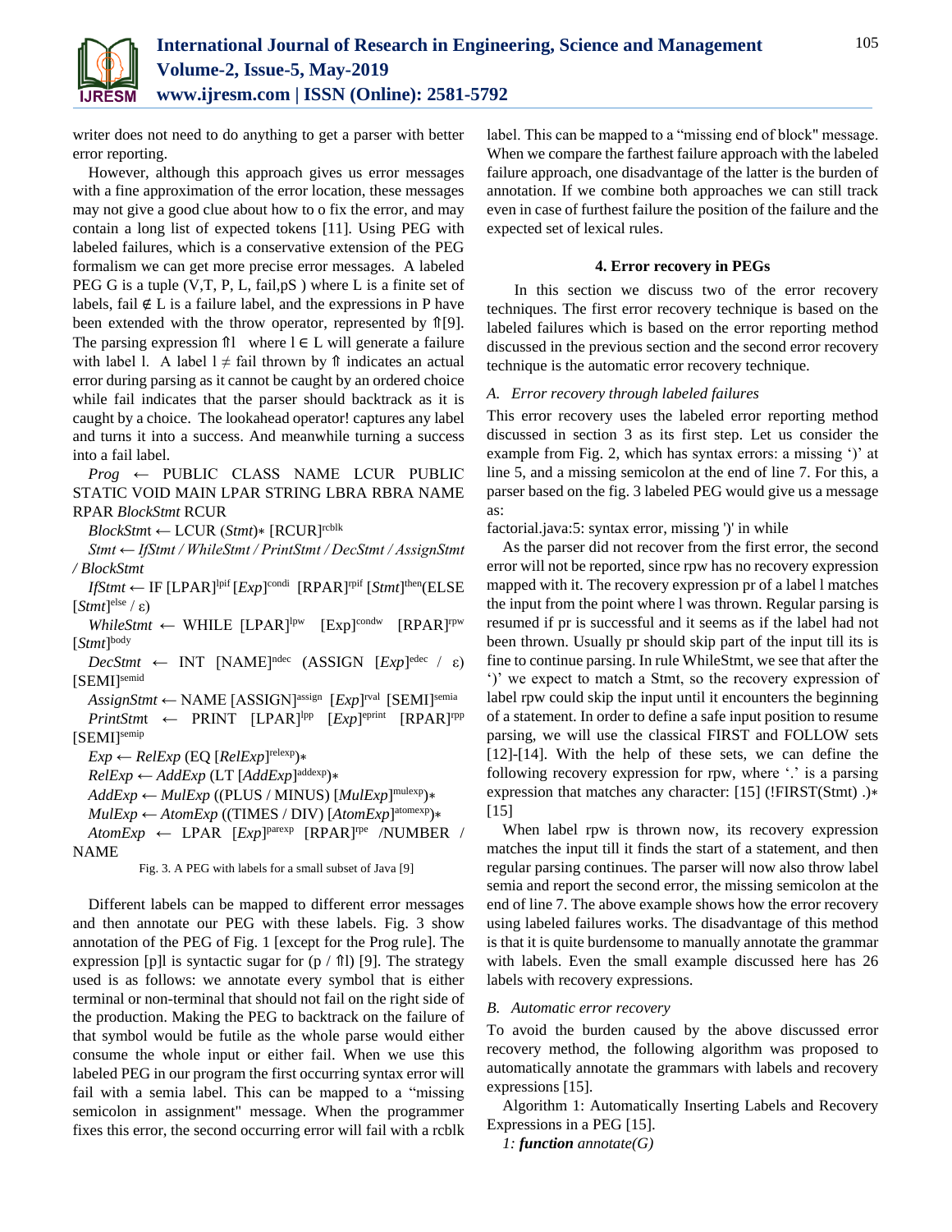writer does not need to do anything to get a parser with better error reporting.

However, although this approach gives us error messages with a fine approximation of the error location, these messages may not give a good clue about how to o fix the error, and may contain a long list of expected tokens [11]. Using PEG with labeled failures, which is a conservative extension of the PEG formalism we can get more precise error messages. A labeled PEG G is a tuple (V,T, P, L, fail,pS ) where L is a finite set of labels, fail ∉ L is a failure label, and the expressions in P have been extended with the throw operator, represented by ⇑[9]. The parsing expression ⇑l where l ∈ L will generate a failure with label l. A label l ≠ fail thrown by ⇑ indicates an actual error during parsing as it cannot be caught by an ordered choice while fail indicates that the parser should backtrack as it is caught by a choice. The lookahead operator! captures any label and turns it into a success. And meanwhile turning a success into a fail label.

*Prog* ← PUBLIC CLASS NAME LCUR PUBLIC STATIC VOID MAIN LPAR STRING LBRA RBRA NAME RPAR *BlockStmt* RCUR

*BlockStmt* ← LCUR (*Stmt*)∗ $[\text{RCUR}]^{rcblk}$

*Stmt* ← *IfStmt* / *WhileStmt* / *PrintStmt* / *DecStmt* / *AssignStmt* / *BlockStmt*

*IfStmt* ← IF $[\text{LPAR}]^{lpif}$ $[Exp]^{condi}$ $[\text{RPAR}]^{rpif}$ $[Stmt]^{then}$(ELSE $[Stmt]^{else}$ / ε)

*WhileStmt* ← WHILE $[\text{LPAR}]^{lpw}$ $[\text{Exp}]^{condw}$ $[\text{RPAR}]^{rpw}$ $[Stmt]^{body}$

*DecStmt* ← INT $[\text{NAME}]^{ndec}$ (ASSIGN $[Exp]^{edec}$ / ε) $[\text{SEMI}]^{semid}$

*AssignStmt* ← NAME $[\text{ASSIGN}]^{assign}$ $[Exp]^{rval}$ $[\text{SEMI}]^{semia}$

*PrintStmt* ← PRINT $[\text{LPAR}]^{lpp}$ $[Exp]^{eprint}$ $[\text{RPAR}]^{rpp}$ $[\text{SEMI}]^{semip}$

*Exp* ← *RelExp* (EQ $[RelExp]^{relexp}$)∗

*RelExp* ← *AddExp* (LT $[AddExp]^{addexp}$)∗

*AddExp* ← *MulExp* ((PLUS / MINUS) $[MulExp]^{mulexp}$)∗

*MulExp* ← *AtomExp* ((TIMES / DIV) $[AtomExp]^{atomexp}$)∗

*AtomExp* ← LPAR $[Exp]^{parexp}$ $[\text{RPAR}]^{rpe}$ /NUMBER / NAME

Fig. 3. A PEG with labels for a small subset of Java [9]

Different labels can be mapped to different error messages and then annotate our PEG with these labels. Fig. 3 show annotation of the PEG of Fig. 1 [except for the Prog rule]. The expression [p]l is syntactic sugar for (p / ⇑l) [9]. The strategy used is as follows: we annotate every symbol that is either terminal or non-terminal that should not fail on the right side of the production. Making the PEG to backtrack on the failure of that symbol would be futile as the whole parse would either consume the whole input or either fail. When we use this labeled PEG in our program the first occurring syntax error will fail with a semia label. This can be mapped to a "missing semicolon in assignment" message. When the programmer fixes this error, the second occurring error will fail with a rcblk label. This can be mapped to a "missing end of block" message. When we compare the farthest failure approach with the labeled failure approach, one disadvantage of the latter is the burden of annotation. If we combine both approaches we can still track even in case of furthest failure the position of the failure and the expected set of lexical rules.

## 4. Error recovery in PEGs

In this section we discuss two of the error recovery techniques. The first error recovery technique is based on the labeled failures which is based on the error reporting method discussed in the previous section and the second error recovery technique is the automatic error recovery technique.

### A. Error recovery through labeled failures

This error recovery uses the labeled error reporting method discussed in section 3 as its first step. Let us consider the example from Fig. 2, which has syntax errors: a missing ')' at line 5, and a missing semicolon at the end of line 7. For this, a parser based on the fig. 3 labeled PEG would give us a message as:

factorial.java:5: syntax error, missing ')' in while

As the parser did not recover from the first error, the second error will not be reported, since rpw has no recovery expression mapped with it. The recovery expression pr of a label l matches the input from the point where l was thrown. Regular parsing is resumed if pr is successful and it seems as if the label had not been thrown. Usually pr should skip part of the input till its is fine to continue parsing. In rule WhileStmt, we see that after the ')' we expect to match a Stmt, so the recovery expression of label rpw could skip the input until it encounters the beginning of a statement. In order to define a safe input position to resume parsing, we will use the classical FIRST and FOLLOW sets [12]-[14]. With the help of these sets, we can define the following recovery expression for rpw, where '.' is a parsing expression that matches any character: [15] (!FIRST(Stmt) .)∗ [15]

When label rpw is thrown now, its recovery expression matches the input till it finds the start of a statement, and then regular parsing continues. The parser will now also throw label semia and report the second error, the missing semicolon at the end of line 7. The above example shows how the error recovery using labeled failures works. The disadvantage of this method is that it is quite burdensome to manually annotate the grammar with labels. Even the small example discussed here has 26 labels with recovery expressions.

### B. Automatic error recovery

To avoid the burden caused by the above discussed error recovery method, the following algorithm was proposed to automatically annotate the grammars with labels and recovery expressions [15].

Algorithm 1: Automatically Inserting Labels and Recovery Expressions in a PEG [15].

*1:* ***function*** *annotate(G)*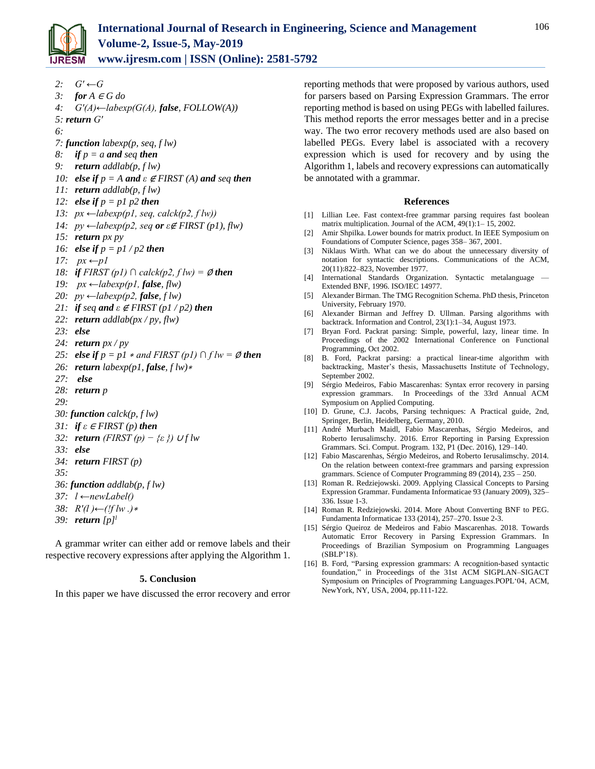```
2:   G′ ←G
3:   for A ∈ G do
4:   G′(A)←labexp(G(A), false, FOLLOW(A))
5: return G′
6:
7: function labexp(p, seq, f lw)
8:   if p = a and seq then
9:   return addlab(p, f lw)
10:  else if p = A and ε ∉ FIRST (A) and seq then
11:  return addlab(p, f lw)
12:  else if p = p1 p2 then
13:  px ←labexp(p1, seq, calck(p2, f lw))
14:  py ←labexp(p2, seq or ε∉ FIRST (p1), flw)
15:  return px py
16:  else if p = p1 / p2 then
17:   px ←p1
18:  if FIRST (p1) ∩ calck(p2, f lw) = Ø then
19:   px ←labexp(p1, false, flw)
20:  py ←labexp(p2, false, f lw)
21:  if seq and ε ∉ FIRST (p1 / p2) then
22:  return addlab(px / py, flw)
23:  else
24:  return px / py
25:  else if p = p1 ∗ and FIRST (p1) ∩ f lw = Ø then
26:  return labexp(p1, false, f lw)∗
27:   else
28:  return p
29:
30: function calck(p, f lw)
31:  if ε ∈ FIRST (p) then
32:  return (FIRST (p) − {ε }) ∪ f lw
33:  else
34:  return FIRST (p)
35:
36: function addlab(p, f lw)
37:  l ←newLabel()
38:  R′(l )←(!f lw .)∗
39:  return [p]^l
```

A grammar writer can either add or remove labels and their respective recovery expressions after applying the Algorithm 1.

## 5. Conclusion

In this paper we have discussed the error recovery and error reporting methods that were proposed by various authors, used for parsers based on Parsing Expression Grammars. The error reporting method is based on using PEGs with labelled failures. This method reports the error messages better and in a precise way. The two error recovery methods used are also based on labelled PEGs. Every label is associated with a recovery expression which is used for recovery and by using the Algorithm 1, labels and recovery expressions can automatically be annotated with a grammar.

## References

[1] Lillian Lee. Fast context-free grammar parsing requires fast boolean matrix multiplication. Journal of the ACM, 49(1):1– 15, 2002.

[2] Amir Shpilka. Lower bounds for matrix product. In IEEE Symposium on Foundations of Computer Science, pages 358– 367, 2001.

[3] Niklaus Wirth. What can we do about the unnecessary diversity of notation for syntactic descriptions. Communications of the ACM, 20(11):822–823, November 1977.

[4] International Standards Organization. Syntactic metalanguage — Extended BNF, 1996. ISO/IEC 14977.

[5] Alexander Birman. The TMG Recognition Schema. PhD thesis, Princeton University, February 1970.

[6] Alexander Birman and Jeffrey D. Ullman. Parsing algorithms with backtrack. Information and Control, 23(1):1–34, August 1973.

[7] Bryan Ford. Packrat parsing: Simple, powerful, lazy, linear time. In Proceedings of the 2002 International Conference on Functional Programming, Oct 2002.

[8] B. Ford, Packrat parsing: a practical linear-time algorithm with backtracking, Master's thesis, Massachusetts Institute of Technology, September 2002.

[9] Sérgio Medeiros, Fabio Mascarenhas: Syntax error recovery in parsing expression grammars. In Proceedings of the 33rd Annual ACM Symposium on Applied Computing.

[10] D. Grune, C.J. Jacobs, Parsing techniques: A Practical guide, 2nd, Springer, Berlin, Heidelberg, Germany, 2010.

[11] André Murbach Maidl, Fabio Mascarenhas, Sérgio Medeiros, and Roberto Ierusalimschy. 2016. Error Reporting in Parsing Expression Grammars. Sci. Comput. Program. 132, P1 (Dec. 2016), 129–140.

[12] Fabio Mascarenhas, Sérgio Medeiros, and Roberto Ierusalimschy. 2014. On the relation between context-free grammars and parsing expression grammars. Science of Computer Programming 89 (2014), 235 – 250.

[13] Roman R. Redziejowski. 2009. Applying Classical Concepts to Parsing Expression Grammar. Fundamenta Informaticae 93 (January 2009), 325–336. Issue 1-3.

[14] Roman R. Redziejowski. 2014. More About Converting BNF to PEG. Fundamenta Informaticae 133 (2014), 257–270. Issue 2-3.

[15] Sérgio Queiroz de Medeiros and Fabio Mascarenhas. 2018. Towards Automatic Error Recovery in Parsing Expression Grammars. In Proceedings of Brazilian Symposium on Programming Languages (SBLP'18).

[16] B. Ford, "Parsing expression grammars: A recognition-based syntactic foundation," in Proceedings of the 31st ACM SIGPLAN–SIGACT Symposium on Principles of Programming Languages.POPL'04, ACM, NewYork, NY, USA, 2004, pp.111-122.